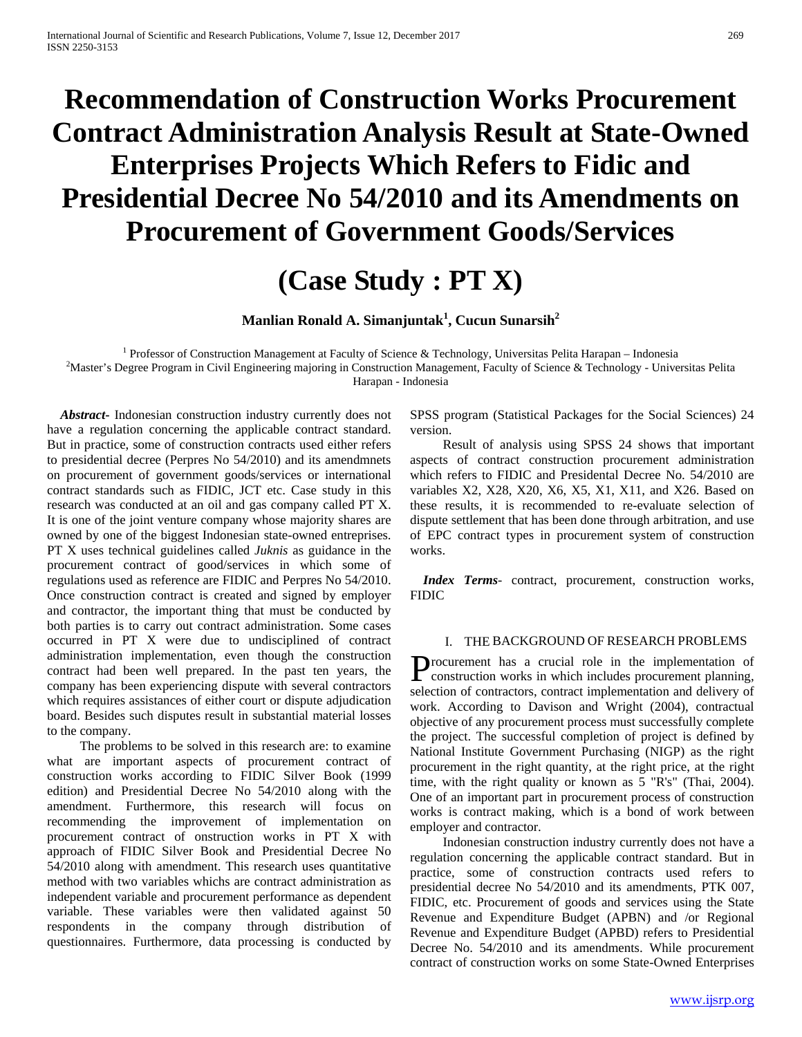# Recommendation of Construction Works Procurement Contract Administration Analysis Result at State-Owned Enterprises Projects Which Refers to Fidic and Presidential Decree No 54/2010 and its Amendments on Procurement of Government Goods/Services

# (Case Study : PT X)

**Manlian Ronald A. Simanjuntak[1], Cucun Sunarsih[2]**

[1] Professor of Construction Management at Faculty of Science & Technology, Universitas Pelita Harapan – Indonesia
[2]Master's Degree Program in Civil Engineering majoring in Construction Management, Faculty of Science & Technology - Universitas Pelita Harapan - Indonesia

***Abstract***- Indonesian construction industry currently does not have a regulation concerning the applicable contract standard. But in practice, some of construction contracts used either refers to presidential decree (Perpres No 54/2010) and its amendmnets on procurement of government goods/services or international contract standards such as FIDIC, JCT etc. Case study in this research was conducted at an oil and gas company called PT X. It is one of the joint venture company whose majority shares are owned by one of the biggest Indonesian state-owned entreprises. PT X uses technical guidelines called *Juknis* as guidance in the procurement contract of good/services in which some of regulations used as reference are FIDIC and Perpres No 54/2010. Once construction contract is created and signed by employer and contractor, the important thing that must be conducted by both parties is to carry out contract administration. Some cases occurred in PT X were due to undisciplined of contract administration implementation, even though the construction contract had been well prepared. In the past ten years, the company has been experiencing dispute with several contractors which requires assistances of either court or dispute adjudication board. Besides such disputes result in substantial material losses to the company.

The problems to be solved in this research are: to examine what are important aspects of procurement contract of construction works according to FIDIC Silver Book (1999 edition) and Presidential Decree No 54/2010 along with the amendment. Furthermore, this research will focus on recommending the improvement of implementation on procurement contract of onstruction works in PT X with approach of FIDIC Silver Book and Presidential Decree No 54/2010 along with amendment. This research uses quantitative method with two variables whichs are contract administration as independent variable and procurement performance as dependent variable. These variables were then validated against 50 respondents in the company through distribution of questionnaires. Furthermore, data processing is conducted by SPSS program (Statistical Packages for the Social Sciences) 24 version.

Result of analysis using SPSS 24 shows that important aspects of contract construction procurement administration which refers to FIDIC and Presidental Decree No. 54/2010 are variables X2, X28, X20, X6, X5, X1, X11, and X26. Based on these results, it is recommended to re-evaluate selection of dispute settlement that has been done through arbitration, and use of EPC contract types in procurement system of construction works.

***Index Terms***- contract, procurement, construction works, FIDIC

## I. THE BACKGROUND OF RESEARCH PROBLEMS

Procurement has a crucial role in the implementation of construction works in which includes procurement planning, selection of contractors, contract implementation and delivery of work. According to Davison and Wright (2004), contractual objective of any procurement process must successfully complete the project. The successful completion of project is defined by National Institute Government Purchasing (NIGP) as the right procurement in the right quantity, at the right price, at the right time, with the right quality or known as 5 "R's" (Thai, 2004). One of an important part in procurement process of construction works is contract making, which is a bond of work between employer and contractor.

Indonesian construction industry currently does not have a regulation concerning the applicable contract standard. But in practice, some of construction contracts used refers to presidential decree No 54/2010 and its amendments, PTK 007, FIDIC, etc. Procurement of goods and services using the State Revenue and Expenditure Budget (APBN) and /or Regional Revenue and Expenditure Budget (APBD) refers to Presidential Decree No. 54/2010 and its amendments. While procurement contract of construction works on some State-Owned Enterprises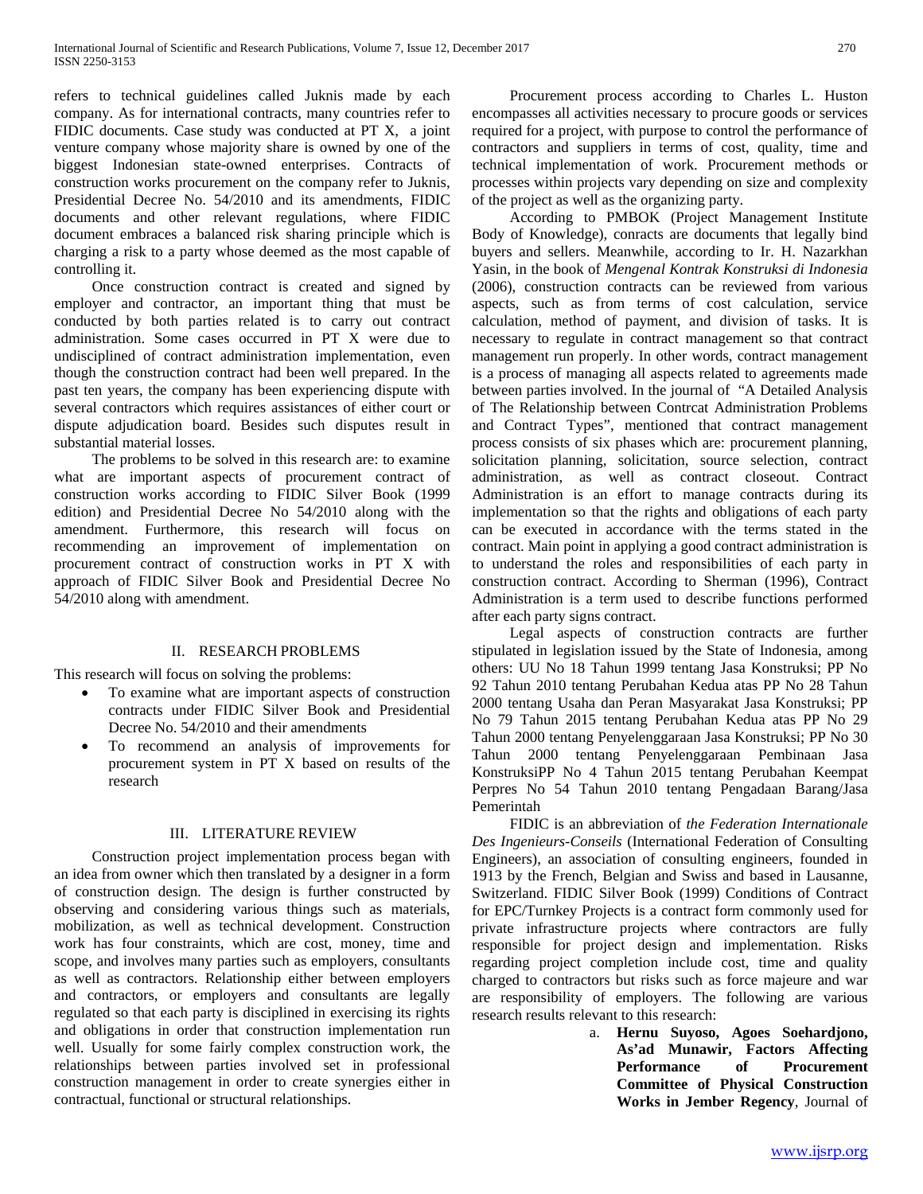refers to technical guidelines called Juknis made by each company. As for international contracts, many countries refer to FIDIC documents. Case study was conducted at PT X, a joint venture company whose majority share is owned by one of the biggest Indonesian state-owned enterprises. Contracts of construction works procurement on the company refer to Juknis, Presidential Decree No. 54/2010 and its amendments, FIDIC documents and other relevant regulations, where FIDIC document embraces a balanced risk sharing principle which is charging a risk to a party whose deemed as the most capable of controlling it.

Once construction contract is created and signed by employer and contractor, an important thing that must be conducted by both parties related is to carry out contract administration. Some cases occurred in PT X were due to undisciplined of contract administration implementation, even though the construction contract had been well prepared. In the past ten years, the company has been experiencing dispute with several contractors which requires assistances of either court or dispute adjudication board. Besides such disputes result in substantial material losses.

The problems to be solved in this research are: to examine what are important aspects of procurement contract of construction works according to FIDIC Silver Book (1999 edition) and Presidential Decree No 54/2010 along with the amendment. Furthermore, this research will focus on recommending an improvement of implementation on procurement contract of construction works in PT X with approach of FIDIC Silver Book and Presidential Decree No 54/2010 along with amendment.

## II. RESEARCH PROBLEMS

This research will focus on solving the problems:

- To examine what are important aspects of construction contracts under FIDIC Silver Book and Presidential Decree No. 54/2010 and their amendments
- To recommend an analysis of improvements for procurement system in PT X based on results of the research

## III. LITERATURE REVIEW

Construction project implementation process began with an idea from owner which then translated by a designer in a form of construction design. The design is further constructed by observing and considering various things such as materials, mobilization, as well as technical development. Construction work has four constraints, which are cost, money, time and scope, and involves many parties such as employers, consultants as well as contractors. Relationship either between employers and contractors, or employers and consultants are legally regulated so that each party is disciplined in exercising its rights and obligations in order that construction implementation run well. Usually for some fairly complex construction work, the relationships between parties involved set in professional construction management in order to create synergies either in contractual, functional or structural relationships.

Procurement process according to Charles L. Huston encompasses all activities necessary to procure goods or services required for a project, with purpose to control the performance of contractors and suppliers in terms of cost, quality, time and technical implementation of work. Procurement methods or processes within projects vary depending on size and complexity of the project as well as the organizing party.

According to PMBOK (Project Management Institute Body of Knowledge), conracts are documents that legally bind buyers and sellers. Meanwhile, according to Ir. H. Nazarkhan Yasin, in the book of *Mengenal Kontrak Konstruksi di Indonesia* (2006), construction contracts can be reviewed from various aspects, such as from terms of cost calculation, service calculation, method of payment, and division of tasks. It is necessary to regulate in contract management so that contract management run properly. In other words, contract management is a process of managing all aspects related to agreements made between parties involved. In the journal of "A Detailed Analysis of The Relationship between Contrcat Administration Problems and Contract Types", mentioned that contract management process consists of six phases which are: procurement planning, solicitation planning, solicitation, source selection, contract administration, as well as contract closeout. Contract Administration is an effort to manage contracts during its implementation so that the rights and obligations of each party can be executed in accordance with the terms stated in the contract. Main point in applying a good contract administration is to understand the roles and responsibilities of each party in construction contract. According to Sherman (1996), Contract Administration is a term used to describe functions performed after each party signs contract.

Legal aspects of construction contracts are further stipulated in legislation issued by the State of Indonesia, among others: UU No 18 Tahun 1999 tentang Jasa Konstruksi; PP No 92 Tahun 2010 tentang Perubahan Kedua atas PP No 28 Tahun 2000 tentang Usaha dan Peran Masyarakat Jasa Konstruksi; PP No 79 Tahun 2015 tentang Perubahan Kedua atas PP No 29 Tahun 2000 tentang Penyelenggaraan Jasa Konstruksi; PP No 30 Tahun 2000 tentang Penyelenggaraan Pembinaan Jasa KonstruksiPP No 4 Tahun 2015 tentang Perubahan Keempat Perpres No 54 Tahun 2010 tentang Pengadaan Barang/Jasa Pemerintah

FIDIC is an abbreviation of *the Federation Internationale Des Ingenieurs-Conseils* (International Federation of Consulting Engineers), an association of consulting engineers, founded in 1913 by the French, Belgian and Swiss and based in Lausanne, Switzerland. FIDIC Silver Book (1999) Conditions of Contract for EPC/Turnkey Projects is a contract form commonly used for private infrastructure projects where contractors are fully responsible for project design and implementation. Risks regarding project completion include cost, time and quality charged to contractors but risks such as force majeure and war are responsibility of employers. The following are various research results relevant to this research:

a. **Hernu Suyoso, Agoes Soehardjono, As'ad Munawir, Factors Affecting Performance of Procurement Committee of Physical Construction Works in Jember Regency**, Journal of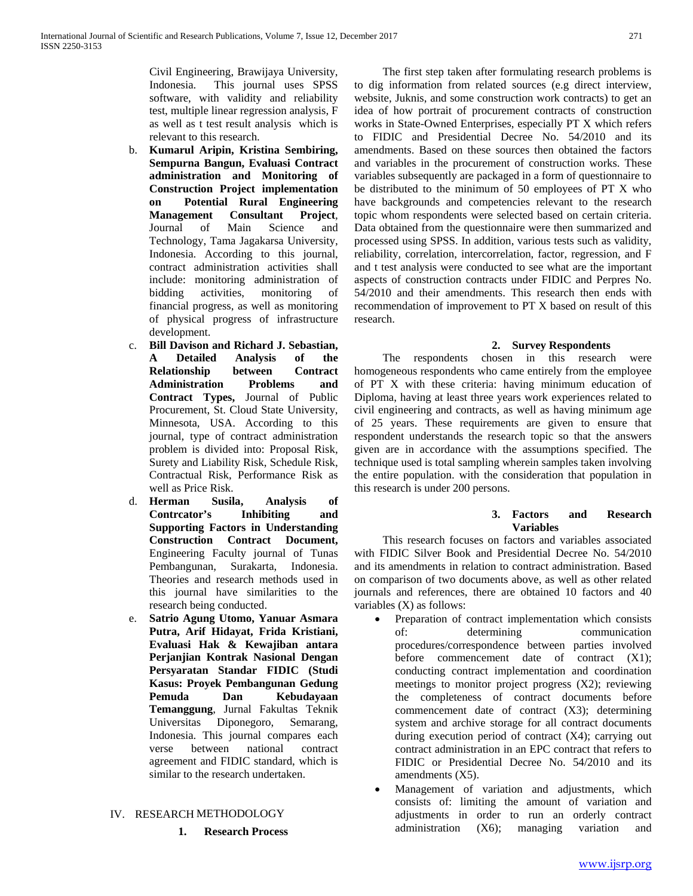Civil Engineering, Brawijaya University, Indonesia. This journal uses SPSS software, with validity and reliability test, multiple linear regression analysis, F as well as t test result analysis which is relevant to this research.

b. **Kumarul Aripin, Kristina Sembiring, Sempurna Bangun, Evaluasi Contract administration and Monitoring of Construction Project implementation on Potential Rural Engineering Management Consultant Project**, Journal of Main Science and Technology, Tama Jagakarsa University, Indonesia. According to this journal, contract administration activities shall include: monitoring administration of bidding activities, monitoring of financial progress, as well as monitoring of physical progress of infrastructure development.

c. **Bill Davison and Richard J. Sebastian, A Detailed Analysis of the Relationship between Contract Administration Problems and Contract Types,** Journal of Public Procurement, St. Cloud State University, Minnesota, USA. According to this journal, type of contract administration problem is divided into: Proposal Risk, Surety and Liability Risk, Schedule Risk, Contractual Risk, Performance Risk as well as Price Risk.

d. **Herman Susila, Analysis of Contrcator's Inhibiting and Supporting Factors in Understanding Construction Contract Document,** Engineering Faculty journal of Tunas Pembangunan, Surakarta, Indonesia. Theories and research methods used in this journal have similarities to the research being conducted.

e. **Satrio Agung Utomo, Yanuar Asmara Putra, Arif Hidayat, Frida Kristiani, Evaluasi Hak & Kewajiban antara Perjanjian Kontrak Nasional Dengan Persyaratan Standar FIDIC (Studi Kasus: Proyek Pembangunan Gedung Pemuda Dan Kebudayaan Temanggung**, Jurnal Fakultas Teknik Universitas Diponegoro, Semarang, Indonesia. This journal compares each verse between national contract agreement and FIDIC standard, which is similar to the research undertaken.

## IV. RESEARCH METHODOLOGY

### 1. Research Process

The first step taken after formulating research problems is to dig information from related sources (e.g direct interview, website, Juknis, and some construction work contracts) to get an idea of how portrait of procurement contracts of construction works in State-Owned Enterprises, especially PT X which refers to FIDIC and Presidential Decree No. 54/2010 and its amendments. Based on these sources then obtained the factors and variables in the procurement of construction works. These variables subsequently are packaged in a form of questionnaire to be distributed to the minimum of 50 employees of PT X who have backgrounds and competencies relevant to the research topic whom respondents were selected based on certain criteria. Data obtained from the questionnaire were then summarized and processed using SPSS. In addition, various tests such as validity, reliability, correlation, intercorrelation, factor, regression, and F and t test analysis were conducted to see what are the important aspects of construction contracts under FIDIC and Perpres No. 54/2010 and their amendments. This research then ends with recommendation of improvement to PT X based on result of this research.

### 2. Survey Respondents

The respondents chosen in this research were homogeneous respondents who came entirely from the employee of PT X with these criteria: having minimum education of Diploma, having at least three years work experiences related to civil engineering and contracts, as well as having minimum age of 25 years. These requirements are given to ensure that respondent understands the research topic so that the answers given are in accordance with the assumptions specified. The technique used is total sampling wherein samples taken involving the entire population. with the consideration that population in this research is under 200 persons.

### 3. Factors and Research Variables

This research focuses on factors and variables associated with FIDIC Silver Book and Presidential Decree No. 54/2010 and its amendments in relation to contract administration. Based on comparison of two documents above, as well as other related journals and references, there are obtained 10 factors and 40 variables (X) as follows:

- Preparation of contract implementation which consists of: determining communication procedures/correspondence between parties involved before commencement date of contract (X1); conducting contract implementation and coordination meetings to monitor project progress (X2); reviewing the completeness of contract documents before commencement date of contract (X3); determining system and archive storage for all contract documents during execution period of contract (X4); carrying out contract administration in an EPC contract that refers to FIDIC or Presidential Decree No. 54/2010 and its amendments (X5).
- Management of variation and adjustments, which consists of: limiting the amount of variation and adjustments in order to run an orderly contract administration (X6); managing variation and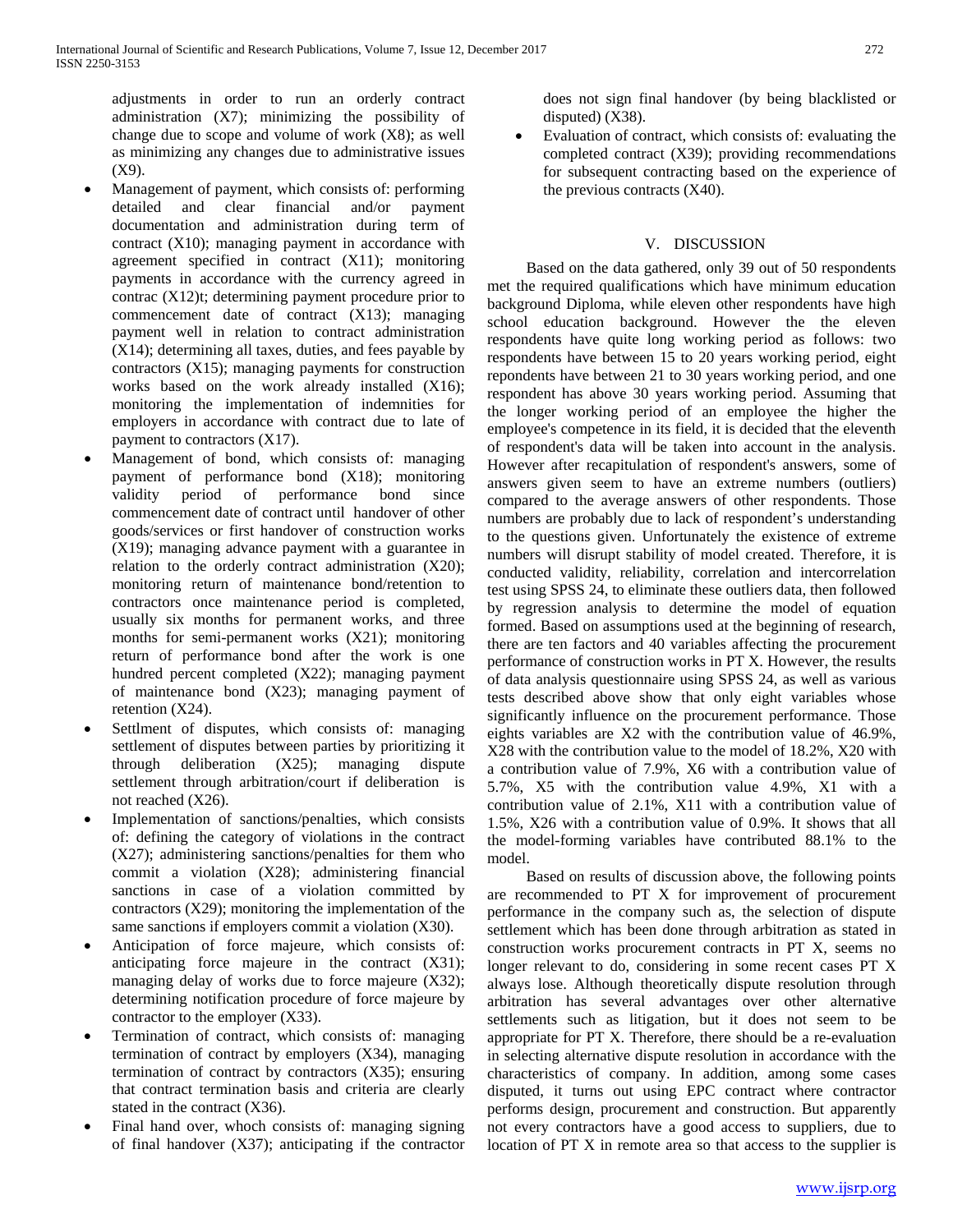adjustments in order to run an orderly contract administration (X7); minimizing the possibility of change due to scope and volume of work (X8); as well as minimizing any changes due to administrative issues (X9).

- Management of payment, which consists of: performing detailed and clear financial and/or payment documentation and administration during term of contract (X10); managing payment in accordance with agreement specified in contract (X11); monitoring payments in accordance with the currency agreed in contrac (X12)t; determining payment procedure prior to commencement date of contract (X13); managing payment well in relation to contract administration (X14); determining all taxes, duties, and fees payable by contractors (X15); managing payments for construction works based on the work already installed (X16); monitoring the implementation of indemnities for employers in accordance with contract due to late of payment to contractors (X17).
- Management of bond, which consists of: managing payment of performance bond (X18); monitoring validity period of performance bond since commencement date of contract until handover of other goods/services or first handover of construction works (X19); managing advance payment with a guarantee in relation to the orderly contract administration (X20); monitoring return of maintenance bond/retention to contractors once maintenance period is completed, usually six months for permanent works, and three months for semi-permanent works (X21); monitoring return of performance bond after the work is one hundred percent completed (X22); managing payment of maintenance bond (X23); managing payment of retention (X24).
- Settlment of disputes, which consists of: managing settlement of disputes between parties by prioritizing it through deliberation (X25); managing dispute settlement through arbitration/court if deliberation is not reached (X26).
- Implementation of sanctions/penalties, which consists of: defining the category of violations in the contract (X27); administering sanctions/penalties for them who commit a violation (X28); administering financial sanctions in case of a violation committed by contractors (X29); monitoring the implementation of the same sanctions if employers commit a violation (X30).
- Anticipation of force majeure, which consists of: anticipating force majeure in the contract (X31); managing delay of works due to force majeure (X32); determining notification procedure of force majeure by contractor to the employer (X33).
- Termination of contract, which consists of: managing termination of contract by employers (X34), managing termination of contract by contractors (X35); ensuring that contract termination basis and criteria are clearly stated in the contract (X36).
- Final hand over, whoch consists of: managing signing of final handover (X37); anticipating if the contractor does not sign final handover (by being blacklisted or disputed) (X38).
- Evaluation of contract, which consists of: evaluating the completed contract (X39); providing recommendations for subsequent contracting based on the experience of the previous contracts (X40).

## V. DISCUSSION

Based on the data gathered, only 39 out of 50 respondents met the required qualifications which have minimum education background Diploma, while eleven other respondents have high school education background. However the the eleven respondents have quite long working period as follows: two respondents have between 15 to 20 years working period, eight repondents have between 21 to 30 years working period, and one respondent has above 30 years working period. Assuming that the longer working period of an employee the higher the employee's competence in its field, it is decided that the eleventh of respondent's data will be taken into account in the analysis. However after recapitulation of respondent's answers, some of answers given seem to have an extreme numbers (outliers) compared to the average answers of other respondents. Those numbers are probably due to lack of respondent's understanding to the questions given. Unfortunately the existence of extreme numbers will disrupt stability of model created. Therefore, it is conducted validity, reliability, correlation and intercorrelation test using SPSS 24, to eliminate these outliers data, then followed by regression analysis to determine the model of equation formed. Based on assumptions used at the beginning of research, there are ten factors and 40 variables affecting the procurement performance of construction works in PT X. However, the results of data analysis questionnaire using SPSS 24, as well as various tests described above show that only eight variables whose significantly influence on the procurement performance. Those eights variables are X2 with the contribution value of 46.9%, X28 with the contribution value to the model of 18.2%, X20 with a contribution value of 7.9%, X6 with a contribution value of 5.7%, X5 with the contribution value 4.9%, X1 with a contribution value of 2.1%, X11 with a contribution value of 1.5%, X26 with a contribution value of 0.9%. It shows that all the model-forming variables have contributed 88.1% to the model.

Based on results of discussion above, the following points are recommended to PT X for improvement of procurement performance in the company such as, the selection of dispute settlement which has been done through arbitration as stated in construction works procurement contracts in PT X, seems no longer relevant to do, considering in some recent cases PT X always lose. Although theoretically dispute resolution through arbitration has several advantages over other alternative settlements such as litigation, but it does not seem to be appropriate for PT X. Therefore, there should be a re-evaluation in selecting alternative dispute resolution in accordance with the characteristics of company. In addition, among some cases disputed, it turns out using EPC contract where contractor performs design, procurement and construction. But apparently not every contractors have a good access to suppliers, due to location of PT X in remote area so that access to the supplier is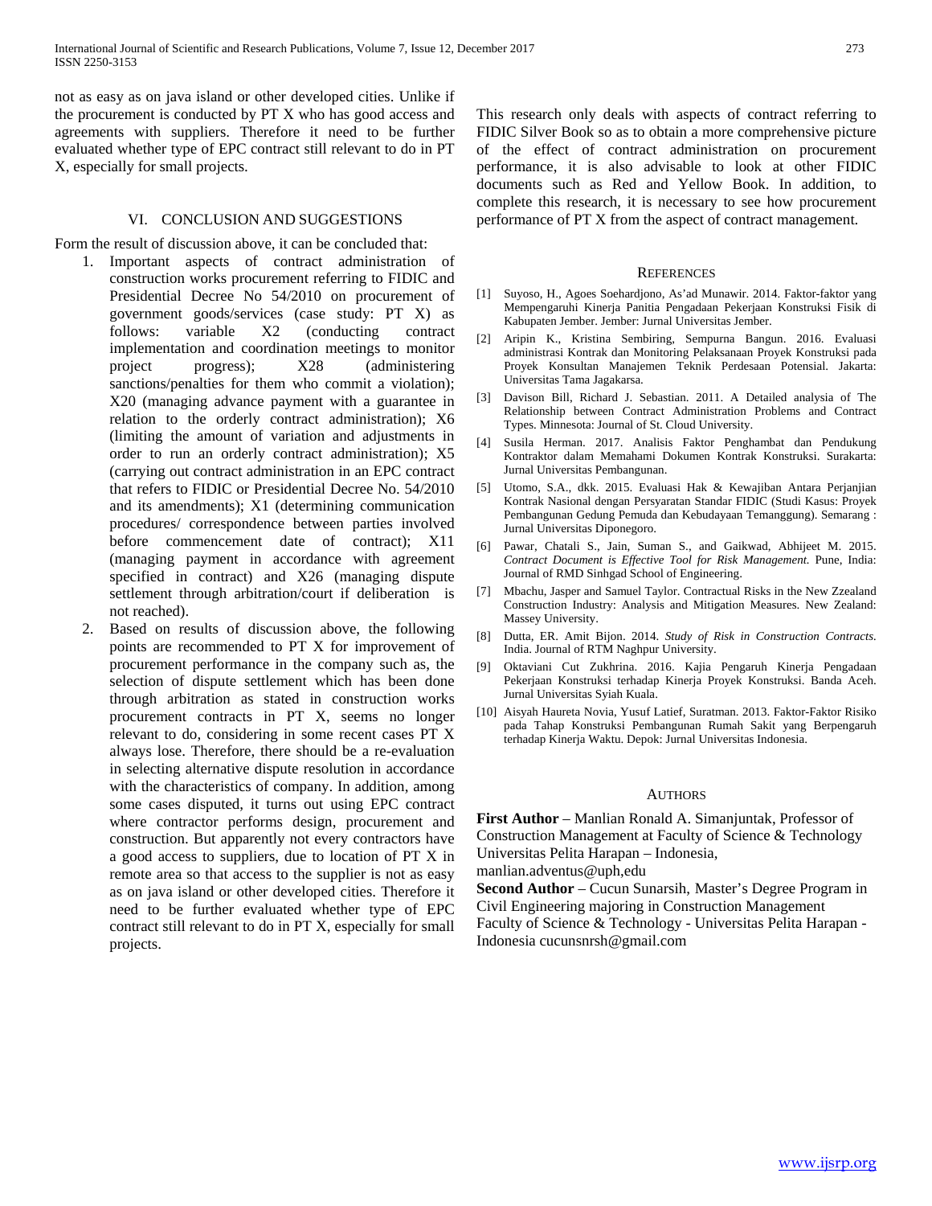not as easy as on java island or other developed cities. Unlike if the procurement is conducted by PT X who has good access and agreements with suppliers. Therefore it need to be further evaluated whether type of EPC contract still relevant to do in PT X, especially for small projects.

## VI. CONCLUSION AND SUGGESTIONS

Form the result of discussion above, it can be concluded that:

1. Important aspects of contract administration of construction works procurement referring to FIDIC and Presidential Decree No 54/2010 on procurement of government goods/services (case study: PT X) as follows: variable X2 (conducting contract implementation and coordination meetings to monitor project progress); X28 (administering sanctions/penalties for them who commit a violation); X20 (managing advance payment with a guarantee in relation to the orderly contract administration); X6 (limiting the amount of variation and adjustments in order to run an orderly contract administration); X5 (carrying out contract administration in an EPC contract that refers to FIDIC or Presidential Decree No. 54/2010 and its amendments); X1 (determining communication procedures/ correspondence between parties involved before commencement date of contract); X11 (managing payment in accordance with agreement specified in contract) and X26 (managing dispute settlement through arbitration/court if deliberation is not reached).
2. Based on results of discussion above, the following points are recommended to PT X for improvement of procurement performance in the company such as, the selection of dispute settlement which has been done through arbitration as stated in construction works procurement contracts in PT X, seems no longer relevant to do, considering in some recent cases PT X always lose. Therefore, there should be a re-evaluation in selecting alternative dispute resolution in accordance with the characteristics of company. In addition, among some cases disputed, it turns out using EPC contract where contractor performs design, procurement and construction. But apparently not every contractors have a good access to suppliers, due to location of PT X in remote area so that access to the supplier is not as easy as on java island or other developed cities. Therefore it need to be further evaluated whether type of EPC contract still relevant to do in PT X, especially for small projects.

This research only deals with aspects of contract referring to FIDIC Silver Book so as to obtain a more comprehensive picture of the effect of contract administration on procurement performance, it is also advisable to look at other FIDIC documents such as Red and Yellow Book. In addition, to complete this research, it is necessary to see how procurement performance of PT X from the aspect of contract management.

## REFERENCES

[1] Suyoso, H., Agoes Soehardjono, As'ad Munawir. 2014. Faktor-faktor yang Mempengaruhi Kinerja Panitia Pengadaan Pekerjaan Konstruksi Fisik di Kabupaten Jember. Jember: Jurnal Universitas Jember.

[2] Aripin K., Kristina Sembiring, Sempurna Bangun. 2016. Evaluasi administrasi Kontrak dan Monitoring Pelaksanaan Proyek Konstruksi pada Proyek Konsultan Manajemen Teknik Perdesaan Potensial. Jakarta: Universitas Tama Jagakarsa.

[3] Davison Bill, Richard J. Sebastian. 2011. A Detailed analysia of The Relationship between Contract Administration Problems and Contract Types. Minnesota: Journal of St. Cloud University.

[4] Susila Herman. 2017. Analisis Faktor Penghambat dan Pendukung Kontraktor dalam Memahami Dokumen Kontrak Konstruksi. Surakarta: Jurnal Universitas Pembangunan.

[5] Utomo, S.A., dkk. 2015. Evaluasi Hak & Kewajiban Antara Perjanjian Kontrak Nasional dengan Persyaratan Standar FIDIC (Studi Kasus: Proyek Pembangunan Gedung Pemuda dan Kebudayaan Temanggung). Semarang : Jurnal Universitas Diponegoro.

[6] Pawar, Chatali S., Jain, Suman S., and Gaikwad, Abhijeet M. 2015. *Contract Document is Effective Tool for Risk Management.* Pune, India: Journal of RMD Sinhgad School of Engineering.

[7] Mbachu, Jasper and Samuel Taylor. Contractual Risks in the New Zzealand Construction Industry: Analysis and Mitigation Measures. New Zealand: Massey University.

[8] Dutta, ER. Amit Bijon. 2014. *Study of Risk in Construction Contracts.* India. Journal of RTM Naghpur University.

[9] Oktaviani Cut Zukhrina. 2016. Kajia Pengaruh Kinerja Pengadaan Pekerjaan Konstruksi terhadap Kinerja Proyek Konstruksi. Banda Aceh. Jurnal Universitas Syiah Kuala.

[10] Aisyah Haureta Novia, Yusuf Latief, Suratman. 2013. Faktor-Faktor Risiko pada Tahap Konstruksi Pembangunan Rumah Sakit yang Berpengaruh terhadap Kinerja Waktu. Depok: Jurnal Universitas Indonesia.

## AUTHORS

**First Author** – Manlian Ronald A. Simanjuntak, Professor of Construction Management at Faculty of Science & Technology Universitas Pelita Harapan – Indonesia, manlian.adventus@uph,edu

**Second Author** – Cucun Sunarsih, Master's Degree Program in Civil Engineering majoring in Construction Management Faculty of Science & Technology - Universitas Pelita Harapan - Indonesia cucunsnrsh@gmail.com